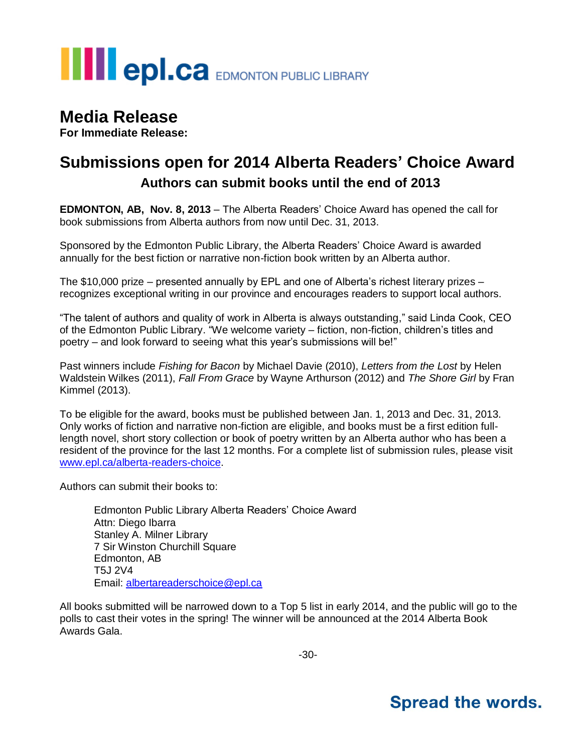epl.ca EDMONTON PUBLIC LIBRARY

# Media Release

**For Immediate Release:**

## Submissions open for 2014 Alberta Readers' Choice Award

### Authors can submit books until the end of 2013

**EDMONTON, AB, Nov. 8, 2013** – The Alberta Readers' Choice Award has opened the call for book submissions from Alberta authors from now until Dec. 31, 2013.

Sponsored by the Edmonton Public Library, the Alberta Readers' Choice Award is awarded annually for the best fiction or narrative non-fiction book written by an Alberta author.

The $10,000 prize – presented annually by EPL and one of Alberta's richest literary prizes – recognizes exceptional writing in our province and encourages readers to support local authors.

"The talent of authors and quality of work in Alberta is always outstanding," said Linda Cook, CEO of the Edmonton Public Library. "We welcome variety – fiction, non-fiction, children's titles and poetry – and look forward to seeing what this year's submissions will be!"

Past winners include *Fishing for Bacon* by Michael Davie (2010), *Letters from the Lost* by Helen Waldstein Wilkes (2011), *Fall From Grace* by Wayne Arthurson (2012) and *The Shore Girl* by Fran Kimmel (2013).

To be eligible for the award, books must be published between Jan. 1, 2013 and Dec. 31, 2013. Only works of fiction and narrative non-fiction are eligible, and books must be a first edition full-length novel, short story collection or book of poetry written by an Alberta author who has been a resident of the province for the last 12 months. For a complete list of submission rules, please visit www.epl.ca/alberta-readers-choice.

Authors can submit their books to:

> Edmonton Public Library Alberta Readers' Choice Award
> Attn: Diego Ibarra
> Stanley A. Milner Library
> 7 Sir Winston Churchill Square
> Edmonton, AB
> T5J 2V4
> Email: albertareaderschoice@epl.ca

All books submitted will be narrowed down to a Top 5 list in early 2014, and the public will go to the polls to cast their votes in the spring! The winner will be announced at the 2014 Alberta Book Awards Gala.

-30-

**Spread the words.**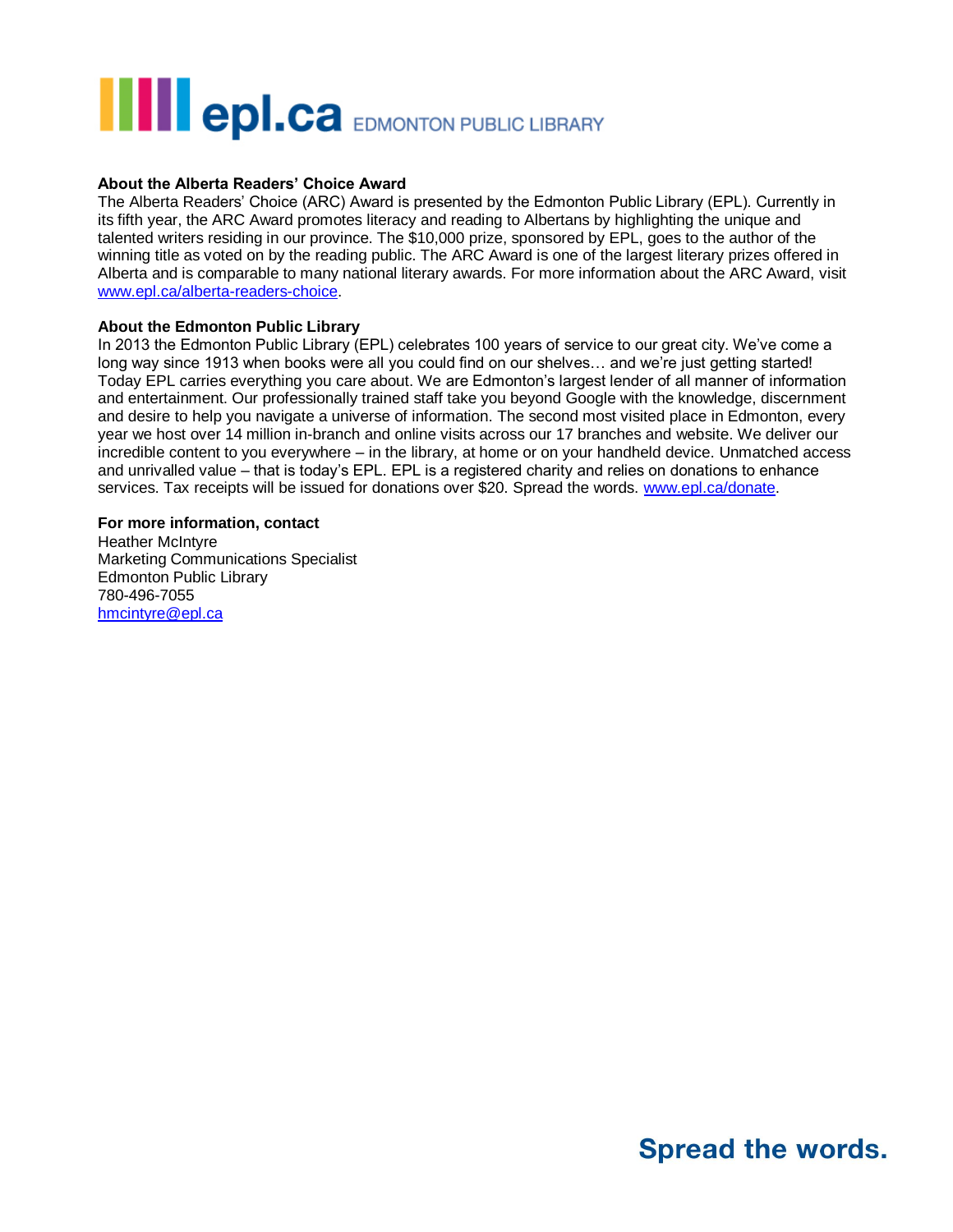epl.ca EDMONTON PUBLIC LIBRARY

**About the Alberta Readers' Choice Award**

The Alberta Readers' Choice (ARC) Award is presented by the Edmonton Public Library (EPL). Currently in its fifth year, the ARC Award promotes literacy and reading to Albertans by highlighting the unique and talented writers residing in our province. The $10,000 prize, sponsored by EPL, goes to the author of the winning title as voted on by the reading public. The ARC Award is one of the largest literary prizes offered in Alberta and is comparable to many national literary awards. For more information about the ARC Award, visit www.epl.ca/alberta-readers-choice.

**About the Edmonton Public Library**

In 2013 the Edmonton Public Library (EPL) celebrates 100 years of service to our great city. We've come a long way since 1913 when books were all you could find on our shelves… and we're just getting started! Today EPL carries everything you care about. We are Edmonton's largest lender of all manner of information and entertainment. Our professionally trained staff take you beyond Google with the knowledge, discernment and desire to help you navigate a universe of information. The second most visited place in Edmonton, every year we host over 14 million in-branch and online visits across our 17 branches and website. We deliver our incredible content to you everywhere – in the library, at home or on your handheld device. Unmatched access and unrivalled value – that is today's EPL. EPL is a registered charity and relies on donations to enhance services. Tax receipts will be issued for donations over $20. Spread the words. www.epl.ca/donate.

**For more information, contact**

Heather McIntyre
Marketing Communications Specialist
Edmonton Public Library
780-496-7055
hmcintyre@epl.ca

**Spread the words.**